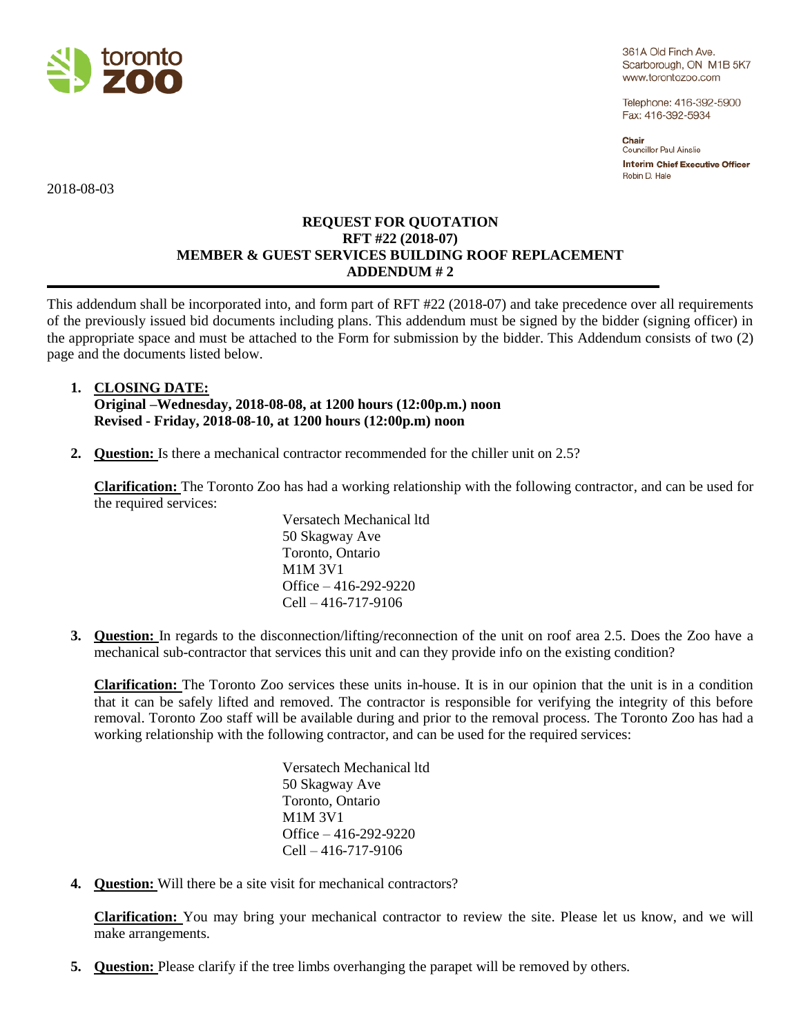toronto zoo

361A Old Finch Ave.
Scarborough, ON M1B 5K7
www.torontozoo.com

Telephone: 416-392-5900
Fax: 416-392-5934

**Chair**
Councillor Paul Ainslie
**Interim Chief Executive Officer**
Robin D. Hale

2018-08-03

**REQUEST FOR QUOTATION**
**RFT #22 (2018-07)**
**MEMBER & GUEST SERVICES BUILDING ROOF REPLACEMENT**
**ADDENDUM # 2**

---

This addendum shall be incorporated into, and form part of RFT #22 (2018-07) and take precedence over all requirements of the previously issued bid documents including plans. This addendum must be signed by the bidder (signing officer) in the appropriate space and must be attached to the Form for submission by the bidder. This Addendum consists of two (2) page and the documents listed below.

1. **CLOSING DATE:**
   **Original –Wednesday, 2018-08-08, at 1200 hours (12:00p.m.) noon**
   **Revised - Friday, 2018-08-10, at 1200 hours (12:00p.m) noon**

2. **Question:** Is there a mechanical contractor recommended for the chiller unit on 2.5?

   **Clarification:** The Toronto Zoo has had a working relationship with the following contractor, and can be used for the required services:

   Versatech Mechanical ltd
   50 Skagway Ave
   Toronto, Ontario
   M1M 3V1
   Office – 416-292-9220
   Cell – 416-717-9106

3. **Question:** In regards to the disconnection/lifting/reconnection of the unit on roof area 2.5. Does the Zoo have a mechanical sub-contractor that services this unit and can they provide info on the existing condition?

   **Clarification:** The Toronto Zoo services these units in-house. It is in our opinion that the unit is in a condition that it can be safely lifted and removed. The contractor is responsible for verifying the integrity of this before removal. Toronto Zoo staff will be available during and prior to the removal process. The Toronto Zoo has had a working relationship with the following contractor, and can be used for the required services:

   Versatech Mechanical ltd
   50 Skagway Ave
   Toronto, Ontario
   M1M 3V1
   Office – 416-292-9220
   Cell – 416-717-9106

4. **Question:** Will there be a site visit for mechanical contractors?

   **Clarification:** You may bring your mechanical contractor to review the site. Please let us know, and we will make arrangements.

5. **Question:** Please clarify if the tree limbs overhanging the parapet will be removed by others.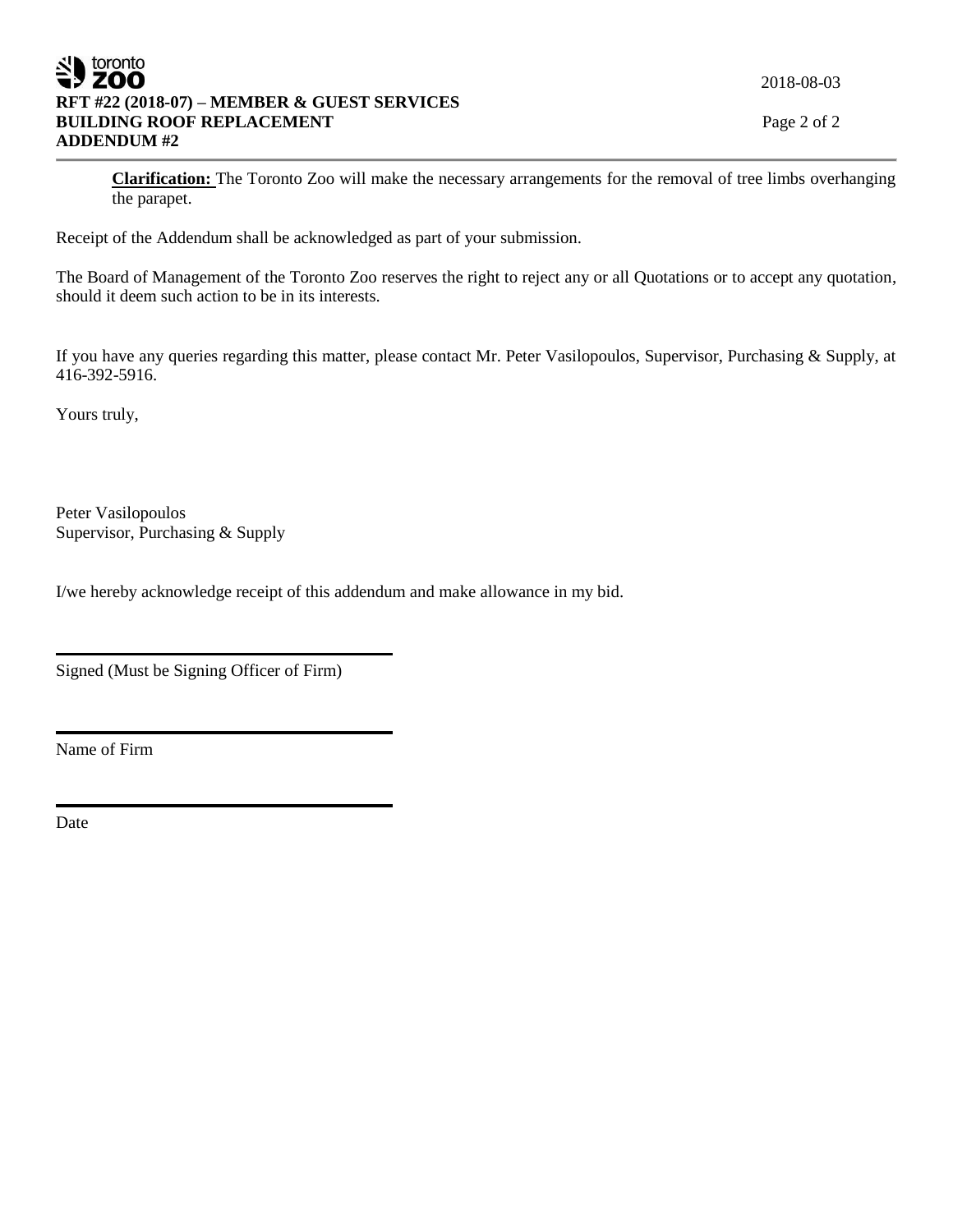**Clarification:** The Toronto Zoo will make the necessary arrangements for the removal of tree limbs overhanging the parapet.

Receipt of the Addendum shall be acknowledged as part of your submission.

The Board of Management of the Toronto Zoo reserves the right to reject any or all Quotations or to accept any quotation, should it deem such action to be in its interests.

If you have any queries regarding this matter, please contact Mr. Peter Vasilopoulos, Supervisor, Purchasing & Supply, at 416-392-5916.

Yours truly,

Peter Vasilopoulos
Supervisor, Purchasing & Supply

I/we hereby acknowledge receipt of this addendum and make allowance in my bid.

\_\_\_\_\_\_\_\_\_\_\_\_\_\_\_\_\_\_\_\_\_\_\_\_\_\_\_\_\_\_\_\_\_\_\_\_

Signed (Must be Signing Officer of Firm)

\_\_\_\_\_\_\_\_\_\_\_\_\_\_\_\_\_\_\_\_\_\_\_\_\_\_\_\_\_\_\_\_\_\_\_\_

Name of Firm

\_\_\_\_\_\_\_\_\_\_\_\_\_\_\_\_\_\_\_\_\_\_\_\_\_\_\_\_\_\_\_\_\_\_\_\_

Date